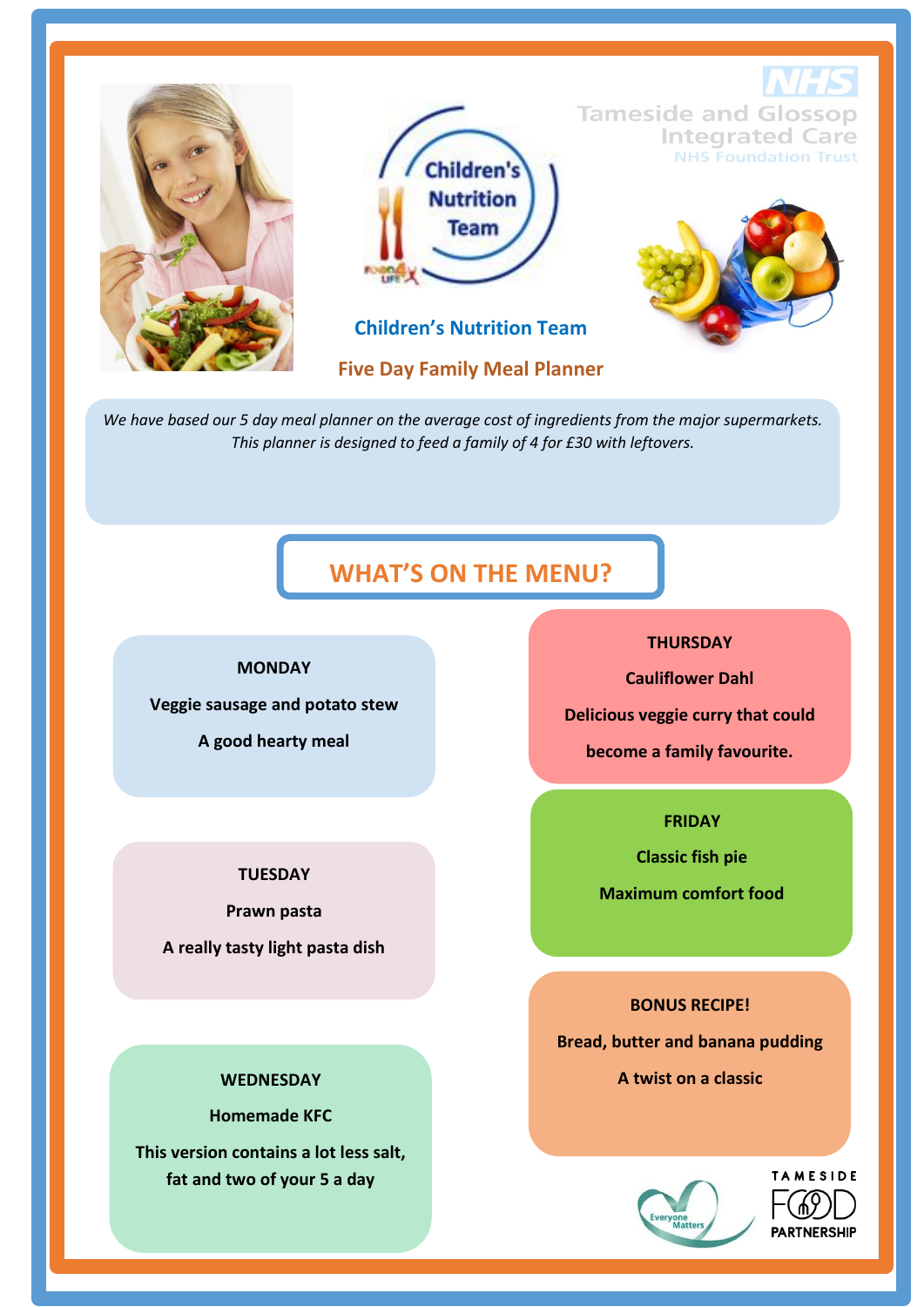NHS
Tameside and Glossop Integrated Care
NHS Foundation Trust

Children's Nutrition Team

# Children's Nutrition Team

## Five Day Family Meal Planner

*We have based our 5 day meal planner on the average cost of ingredients from the major supermarkets. This planner is designed to feed a family of 4 for £30 with leftovers.*

## WHAT'S ON THE MENU?

**MONDAY**

**Veggie sausage and potato stew**

**A good hearty meal**

**TUESDAY**

**Prawn pasta**

**A really tasty light pasta dish**

**WEDNESDAY**

**Homemade KFC**

**This version contains a lot less salt, fat and two of your 5 a day**

**THURSDAY**

**Cauliflower Dahl**

**Delicious veggie curry that could become a family favourite.**

**FRIDAY**

**Classic fish pie**

**Maximum comfort food**

**BONUS RECIPE!**

**Bread, butter and banana pudding**

**A twist on a classic**

Everyone Matters

TAMESIDE FOOD PARTNERSHIP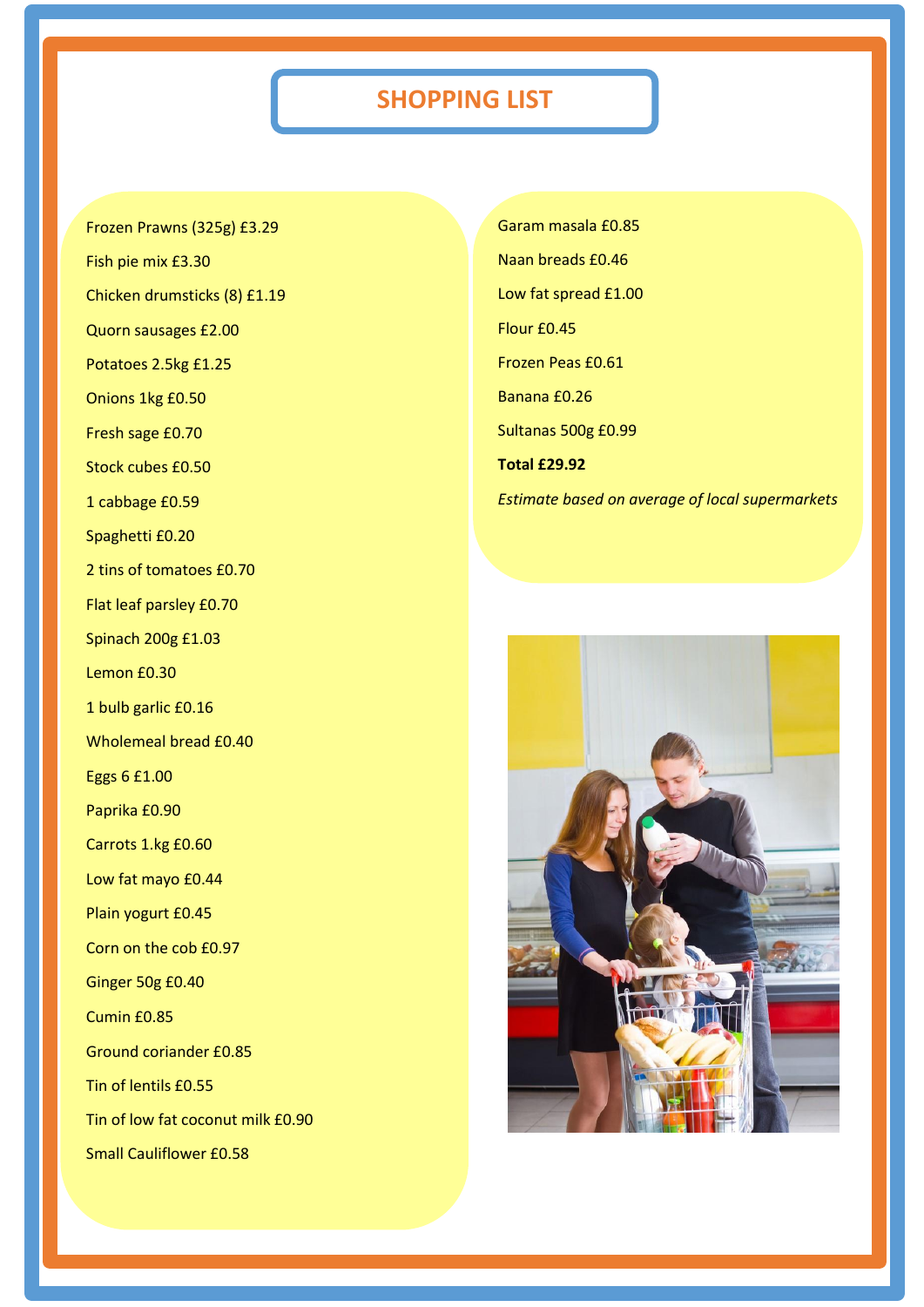# SHOPPING LIST

Frozen Prawns (325g) £3.29

Fish pie mix £3.30

Chicken drumsticks (8) £1.19

Quorn sausages £2.00

Potatoes 2.5kg £1.25

Onions 1kg £0.50

Fresh sage £0.70

Stock cubes £0.50

1 cabbage £0.59

Spaghetti £0.20

2 tins of tomatoes £0.70

Flat leaf parsley £0.70

Spinach 200g £1.03

Lemon £0.30

1 bulb garlic £0.16

Wholemeal bread £0.40

Eggs 6 £1.00

Paprika £0.90

Carrots 1.kg £0.60

Low fat mayo £0.44

Plain yogurt £0.45

Corn on the cob £0.97

Ginger 50g £0.40

Cumin £0.85

Ground coriander £0.85

Tin of lentils £0.55

Tin of low fat coconut milk £0.90

Small Cauliflower £0.58

Garam masala £0.85

Naan breads £0.46

Low fat spread £1.00

Flour £0.45

Frozen Peas £0.61

Banana £0.26

Sultanas 500g £0.99

**Total £29.92**

*Estimate based on average of local supermarkets*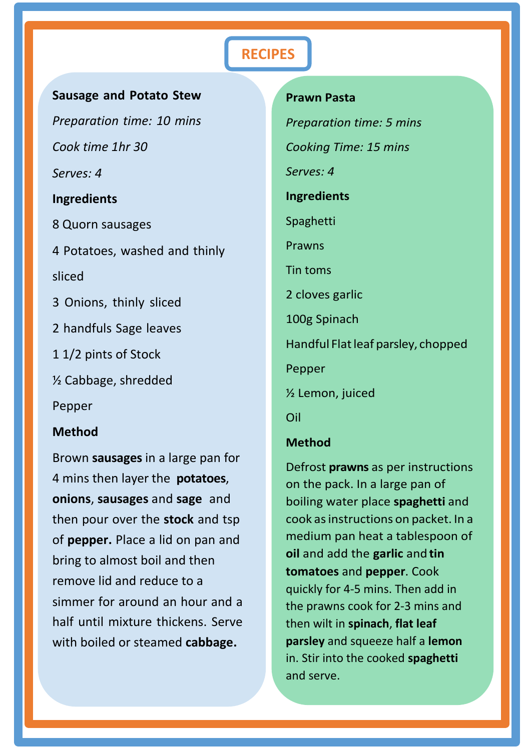# RECIPES

## Sausage and Potato Stew

*Preparation time: 10 mins*

*Cook time 1hr 30*

*Serves: 4*

### Ingredients

8 Quorn sausages

4 Potatoes, washed and thinly sliced

3 Onions, thinly sliced

2 handfuls Sage leaves

1 1/2 pints of Stock

½ Cabbage, shredded

Pepper

### Method

Brown **sausages** in a large pan for 4 mins then layer the **potatoes**, **onions**, **sausages** and **sage** and then pour over the **stock** and tsp of **pepper.** Place a lid on pan and bring to almost boil and then remove lid and reduce to a simmer for around an hour and a half until mixture thickens. Serve with boiled or steamed **cabbage.**

## Prawn Pasta

*Preparation time: 5 mins*

*Cooking Time: 15 mins*

*Serves: 4*

### Ingredients

Spaghetti

Prawns

Tin toms

2 cloves garlic

100g Spinach

Handful Flat leaf parsley, chopped

Pepper

½ Lemon, juiced

Oil

### Method

Defrost **prawns** as per instructions on the pack. In a large pan of boiling water place **spaghetti** and cook as instructions on packet. In a medium pan heat a tablespoon of **oil** and add the **garlic** and **tin tomatoes** and **pepper**. Cook quickly for 4-5 mins. Then add in the prawns cook for 2-3 mins and then wilt in **spinach**, **flat leaf parsley** and squeeze half a **lemon** in. Stir into the cooked **spaghetti** and serve.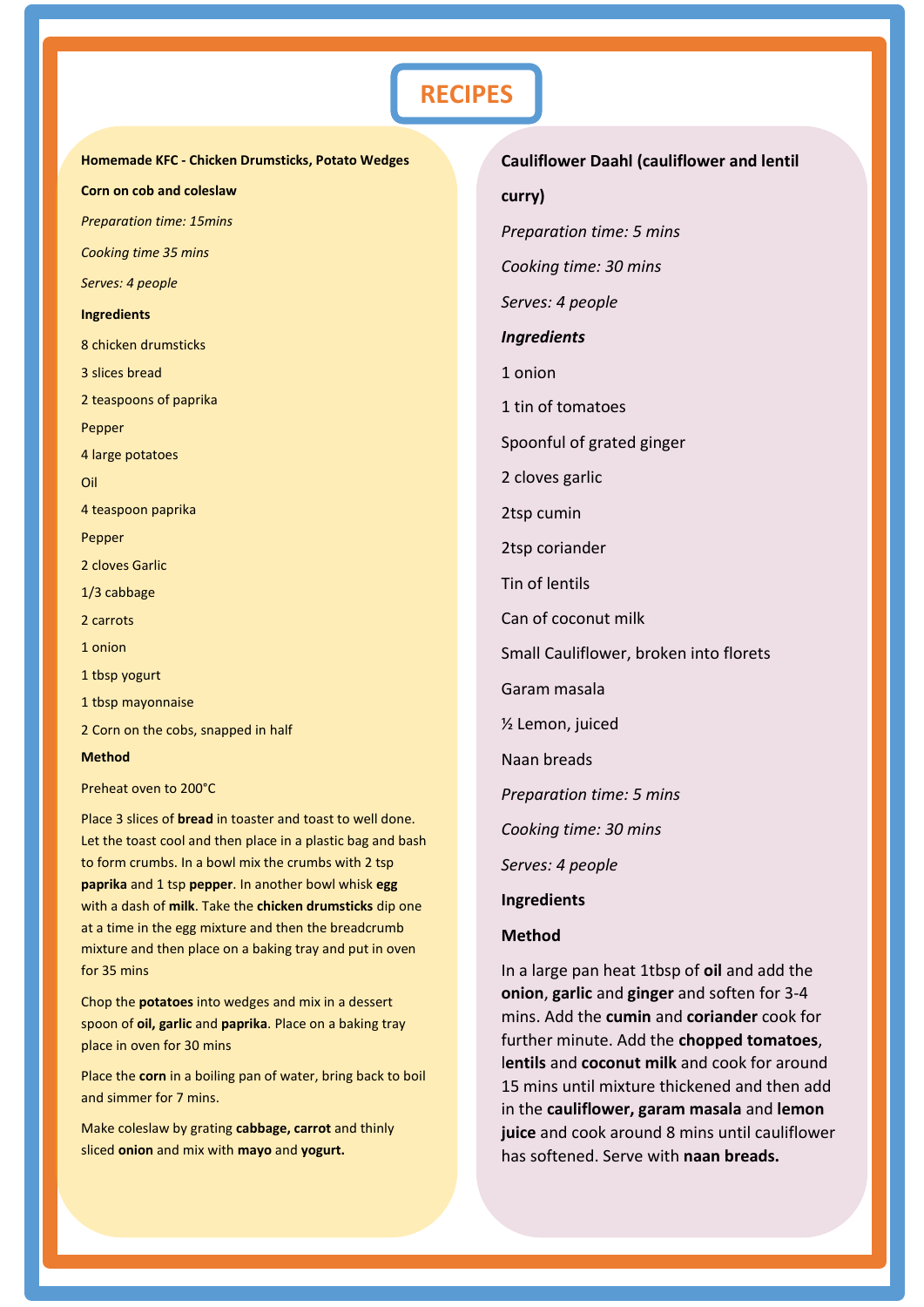# RECIPES

**Homemade KFC - Chicken Drumsticks, Potato Wedges**

**Corn on cob and coleslaw**

*Preparation time: 15mins*

*Cooking time 35 mins*

*Serves: 4 people*

**Ingredients**

8 chicken drumsticks

3 slices bread

2 teaspoons of paprika

Pepper

4 large potatoes

Oil

4 teaspoon paprika

Pepper

2 cloves Garlic

1/3 cabbage

2 carrots

1 onion

1 tbsp yogurt

1 tbsp mayonnaise

2 Corn on the cobs, snapped in half

**Method**

Preheat oven to 200°C

Place 3 slices of **bread** in toaster and toast to well done. Let the toast cool and then place in a plastic bag and bash to form crumbs. In a bowl mix the crumbs with 2 tsp **paprika** and 1 tsp **pepper**. In another bowl whisk **egg** with a dash of **milk**. Take the **chicken drumsticks** dip one at a time in the egg mixture and then the breadcrumb mixture and then place on a baking tray and put in oven for 35 mins

Chop the **potatoes** into wedges and mix in a dessert spoon of **oil, garlic** and **paprika**. Place on a baking tray place in oven for 30 mins

Place the **corn** in a boiling pan of water, bring back to boil and simmer for 7 mins.

Make coleslaw by grating **cabbage, carrot** and thinly sliced **onion** and mix with **mayo** and **yogurt.**

**Cauliflower Daahl (cauliflower and lentil curry)**

*Preparation time: 5 mins*

*Cooking time: 30 mins*

*Serves: 4 people*

***Ingredients***

1 onion

1 tin of tomatoes

Spoonful of grated ginger

2 cloves garlic

2tsp cumin

2tsp coriander

Tin of lentils

Can of coconut milk

Small Cauliflower, broken into florets

Garam masala

½ Lemon, juiced

Naan breads

*Preparation time: 5 mins*

*Cooking time: 30 mins*

*Serves: 4 people*

**Ingredients**

**Method**

In a large pan heat 1tbsp of **oil** and add the **onion**, **garlic** and **ginger** and soften for 3-4 mins. Add the **cumin** and **coriander** cook for further minute. Add the **chopped tomatoes**, **lentils** and **coconut milk** and cook for around 15 mins until mixture thickened and then add in the **cauliflower, garam masala** and **lemon juice** and cook around 8 mins until cauliflower has softened. Serve with **naan breads.**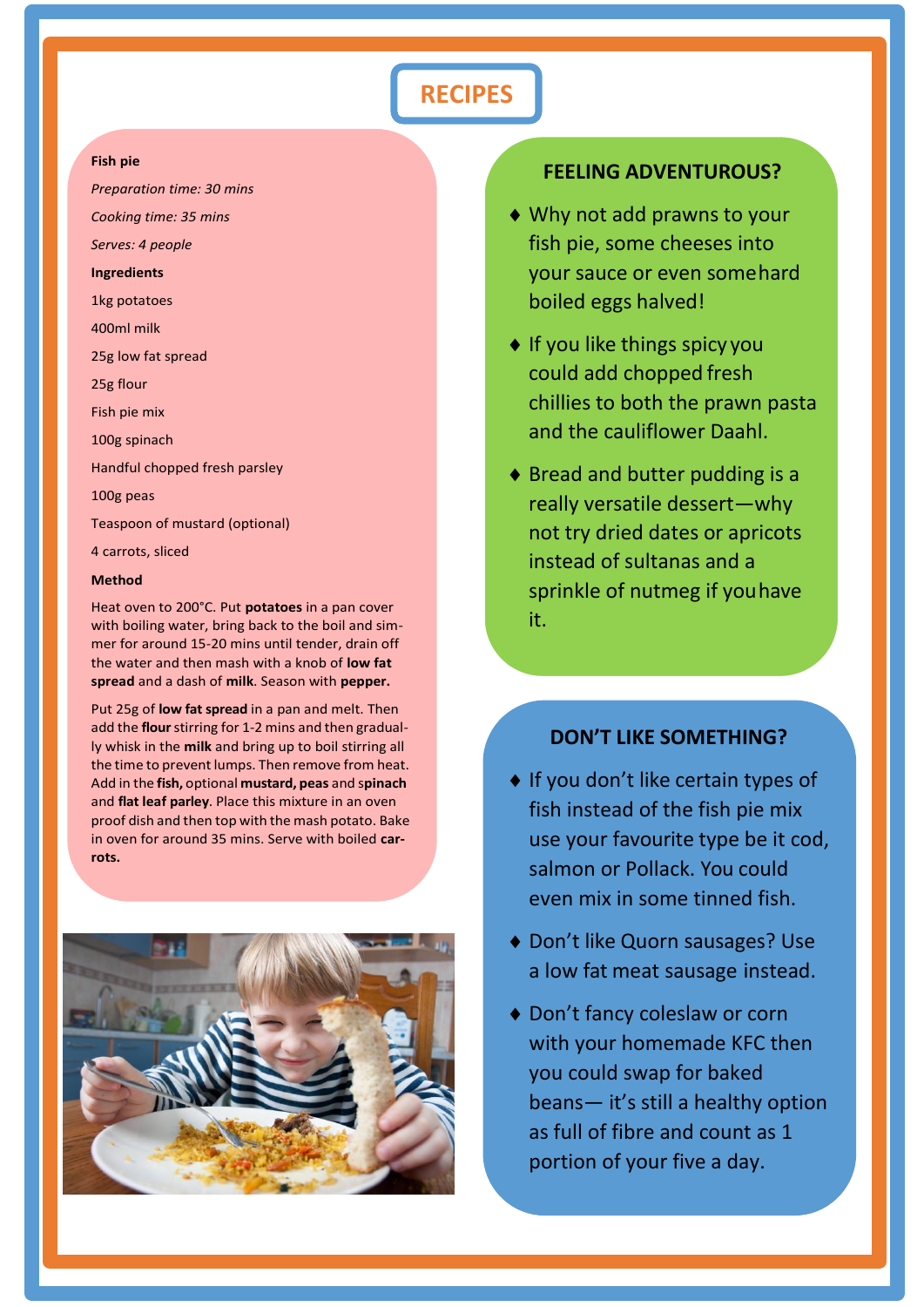# RECIPES

**Fish pie**

*Preparation time: 30 mins*

*Cooking time: 35 mins*

*Serves: 4 people*

**Ingredients**

1kg potatoes

400ml milk

25g low fat spread

25g flour

Fish pie mix

100g spinach

Handful chopped fresh parsley

100g peas

Teaspoon of mustard (optional)

4 carrots, sliced

**Method**

Heat oven to 200°C. Put **potatoes** in a pan cover with boiling water, bring back to the boil and simmer for around 15-20 mins until tender, drain off the water and then mash with a knob of **low fat spread** and a dash of **milk**. Season with **pepper.**

Put 25g of **low fat spread** in a pan and melt. Then add the **flour** stirring for 1-2 mins and then gradually whisk in the **milk** and bring up to boil stirring all the time to prevent lumps. Then remove from heat. Add in the **fish,** optional **mustard, peas** and s**pinach** and **flat leaf parley**. Place this mixture in an oven proof dish and then top with the mash potato. Bake in oven for around 35 mins. Serve with boiled **carrots.**

## FEELING ADVENTUROUS?

- Why not add prawns to your fish pie, some cheeses into your sauce or even some hard boiled eggs halved!
- If you like things spicy you could add chopped fresh chillies to both the prawn pasta and the cauliflower Daahl.
- Bread and butter pudding is a really versatile dessert—why not try dried dates or apricots instead of sultanas and a sprinkle of nutmeg if you have it.

## DON'T LIKE SOMETHING?

- If you don't like certain types of fish instead of the fish pie mix use your favourite type be it cod, salmon or Pollack. You could even mix in some tinned fish.
- Don't like Quorn sausages? Use a low fat meat sausage instead.
- Don't fancy coleslaw or corn with your homemade KFC then you could swap for baked beans— it's still a healthy option as full of fibre and count as 1 portion of your five a day.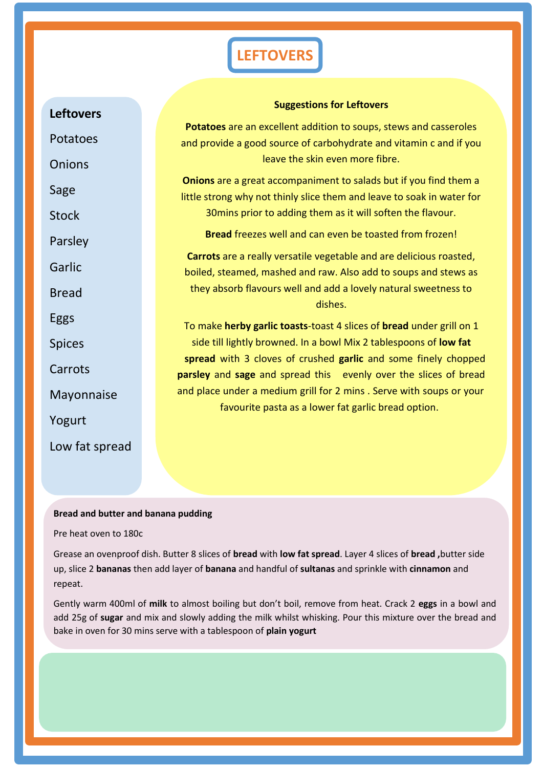# LEFTOVERS

**Leftovers**

- Potatoes
- Onions
- Sage
- Stock
- Parsley
- Garlic
- Bread
- Eggs
- Spices
- Carrots
- Mayonnaise
- Yogurt
- Low fat spread

**Suggestions for Leftovers**

**Potatoes** are an excellent addition to soups, stews and casseroles and provide a good source of carbohydrate and vitamin c and if you leave the skin even more fibre.

**Onions** are a great accompaniment to salads but if you find them a little strong why not thinly slice them and leave to soak in water for 30mins prior to adding them as it will soften the flavour.

**Bread** freezes well and can even be toasted from frozen!

**Carrots** are a really versatile vegetable and are delicious roasted, boiled, steamed, mashed and raw. Also add to soups and stews as they absorb flavours well and add a lovely natural sweetness to dishes.

To make **herby garlic toasts**-toast 4 slices of **bread** under grill on 1 side till lightly browned. In a bowl Mix 2 tablespoons of **low fat spread** with 3 cloves of crushed **garlic** and some finely chopped **parsley** and **sage** and spread this evenly over the slices of bread and place under a medium grill for 2 mins . Serve with soups or your favourite pasta as a lower fat garlic bread option.

**Bread and butter and banana pudding**

Pre heat oven to 180c

Grease an ovenproof dish. Butter 8 slices of **bread** with **low fat spread**. Layer 4 slices of **bread ,**butter side up, slice 2 **bananas** then add layer of **banana** and handful of **sultanas** and sprinkle with **cinnamon** and repeat.

Gently warm 400ml of **milk** to almost boiling but don't boil, remove from heat. Crack 2 **eggs** in a bowl and add 25g of **sugar** and mix and slowly adding the milk whilst whisking. Pour this mixture over the bread and bake in oven for 30 mins serve with a tablespoon of **plain yogurt**